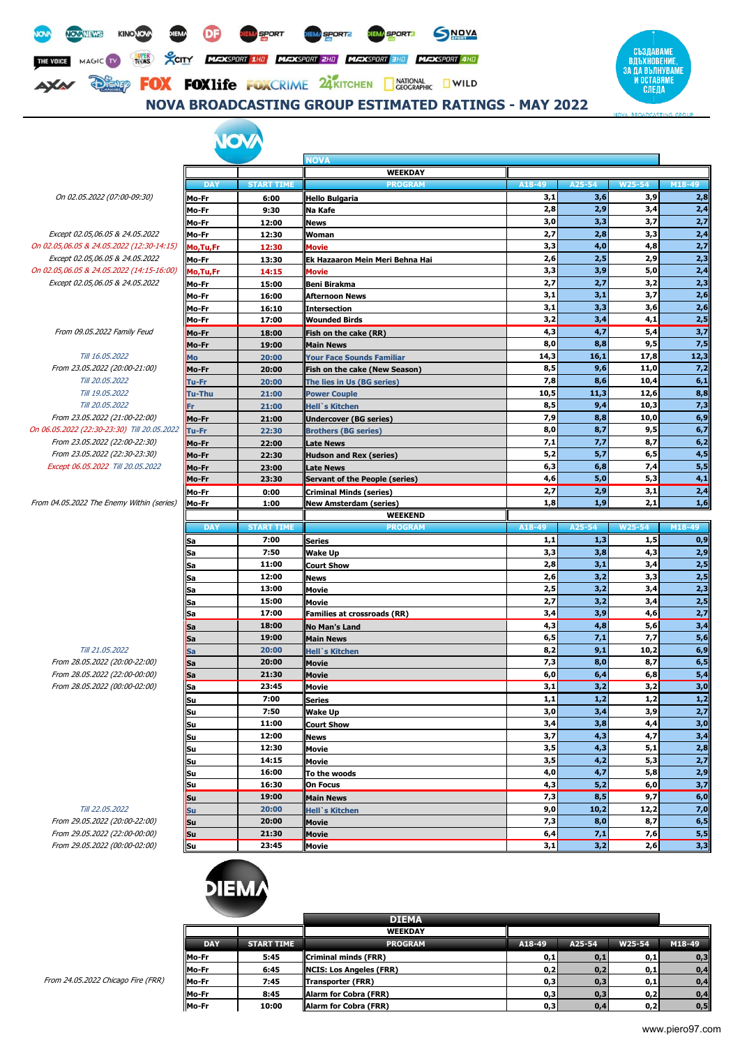# NOVA BROADCASTING GROUP ESTIMATED RATINGS - MAY 2022

СЪЗДАВАМЕ ВДЪХНОВЕНИЕ, ЗА ДА ВЪЛНУВАМЕ И ОСТАВЯМЕ СЛЕДА

## NOVA

### WEEKDAY

| Note | DAY | START TIME | PROGRAM | A18-49 | A25-54 | W25-54 | M18-49 |
|---|---|---|---|---|---|---|---|
| On 02.05.2022 (07:00-09:30) | Mo-Fr | 6:00 | Hello Bulgaria | 3,1 | 3,6 | 3,9 | 2,8 |
| | Mo-Fr | 9:30 | Na Kafe | 2,8 | 2,9 | 3,4 | 2,4 |
| | Mo-Fr | 12:00 | News | 3,0 | 3,3 | 3,7 | 2,7 |
| Except 02.05,06.05 & 24.05.2022 | Mo-Fr | 12:30 | Woman | 2,7 | 2,8 | 3,3 | 2,4 |
| On 02.05,06.05 & 24.05.2022 (12:30-14:15) | Mo,Tu,Fr | 12:30 | Movie | 3,3 | 4,0 | 4,8 | 2,7 |
| Except 02.05,06.05 & 24.05.2022 | Mo-Fr | 13:30 | Ek Hazaaron Mein Meri Behna Hai | 2,6 | 2,5 | 2,9 | 2,3 |
| On 02.05,06.05 & 24.05.2022 (14:15-16:00) | Mo,Tu,Fr | 14:15 | Movie | 3,3 | 3,9 | 5,0 | 2,4 |
| Except 02.05,06.05 & 24.05.2022 | Mo-Fr | 15:00 | Beni Birakma | 2,7 | 2,7 | 3,2 | 2,3 |
| | Mo-Fr | 16:00 | Afternoon News | 3,1 | 3,1 | 3,7 | 2,6 |
| | Mo-Fr | 16:10 | Intersection | 3,1 | 3,3 | 3,6 | 2,6 |
| | Mo-Fr | 17:00 | Wounded Birds | 3,2 | 3,4 | 4,1 | 2,5 |
| From 09.05.2022 Family Feud | Mo-Fr | 18:00 | Fish on the cake (RR) | 4,3 | 4,7 | 5,4 | 3,7 |
| | Mo-Fr | 19:00 | Main News | 8,0 | 8,8 | 9,5 | 7,5 |
| Till 16.05.2022 | Mo | 20:00 | Your Face Sounds Familiar | 14,3 | 16,1 | 17,8 | 12,3 |
| From 23.05.2022 (20:00-21:00) | Mo-Fr | 20:00 | Fish on the cake (New Season) | 8,5 | 9,6 | 11,0 | 7,2 |
| Till 20.05.2022 | Tu-Fr | 20:00 | The lies in Us (BG series) | 7,8 | 8,6 | 10,4 | 6,1 |
| Till 19.05.2022 | Tu-Thu | 21:00 | Power Couple | 10,5 | 11,3 | 12,6 | 8,8 |
| Till 20.05.2022 | Fr | 21:00 | Hell`s Kitchen | 8,5 | 9,4 | 10,3 | 7,3 |
| From 23.05.2022 (21:00-22:00) | Mo-Fr | 21:00 | Undercover (BG series) | 7,9 | 8,8 | 10,0 | 6,9 |
| On 06.05.2022 (22:30-23:30) Till 20.05.2022 | Tu-Fr | 22:30 | Brothers (BG series) | 8,0 | 8,7 | 9,5 | 6,7 |
| From 23.05.2022 (22:00-22:30) | Mo-Fr | 22:00 | Late News | 7,1 | 7,7 | 8,7 | 6,2 |
| From 23.05.2022 (22:30-23:30) | Mo-Fr | 22:30 | Hudson and Rex (series) | 5,2 | 5,7 | 6,5 | 4,5 |
| Except 06.05.2022 Till 20.05.2022 | Mo-Fr | 23:00 | Late News | 6,3 | 6,8 | 7,4 | 5,5 |
| | Mo-Fr | 23:30 | Servant of the People (series) | 4,6 | 5,0 | 5,3 | 4,1 |
| | Mo-Fr | 0:00 | Criminal Minds (series) | 2,7 | 2,9 | 3,1 | 2,4 |
| From 04.05.2022 The Enemy Within (series) | Mo-Fr | 1:00 | New Amsterdam (series) | 1,8 | 1,9 | 2,1 | 1,6 |

### WEEKEND

| Note | DAY | START TIME | PROGRAM | A18-49 | A25-54 | W25-54 | M18-49 |
|---|---|---|---|---|---|---|---|
| | Sa | 7:00 | Series | 1,1 | 1,3 | 1,5 | 0,9 |
| | Sa | 7:50 | Wake Up | 3,3 | 3,8 | 4,3 | 2,9 |
| | Sa | 11:00 | Court Show | 2,8 | 3,1 | 3,4 | 2,5 |
| | Sa | 12:00 | News | 2,6 | 3,2 | 3,3 | 2,5 |
| | Sa | 13:00 | Movie | 2,5 | 3,2 | 3,4 | 2,3 |
| | Sa | 15:00 | Movie | 2,7 | 3,2 | 3,4 | 2,5 |
| | Sa | 17:00 | Families at crossroads (RR) | 3,4 | 3,9 | 4,6 | 2,7 |
| | Sa | 18:00 | No Man's Land | 4,3 | 4,8 | 5,6 | 3,4 |
| | Sa | 19:00 | Main News | 6,5 | 7,1 | 7,7 | 5,6 |
| Till 21.05.2022 | Sa | 20:00 | Hell`s Kitchen | 8,2 | 9,1 | 10,2 | 6,9 |
| From 28.05.2022 (20:00-22:00) | Sa | 20:00 | Movie | 7,3 | 8,0 | 8,7 | 6,5 |
| From 28.05.2022 (22:00-00:00) | Sa | 21:30 | Movie | 6,0 | 6,4 | 6,8 | 5,4 |
| From 28.05.2022 (00:00-02:00) | Sa | 23:45 | Movie | 3,1 | 3,2 | 3,2 | 3,0 |
| | Su | 7:00 | Series | 1,1 | 1,2 | 1,2 | 1,2 |
| | Su | 7:50 | Wake Up | 3,0 | 3,4 | 3,9 | 2,7 |
| | Su | 11:00 | Court Show | 3,4 | 3,8 | 4,4 | 3,0 |
| | Su | 12:00 | News | 3,7 | 4,3 | 4,7 | 3,4 |
| | Su | 12:30 | Movie | 3,5 | 4,3 | 5,1 | 2,8 |
| | Su | 14:15 | Movie | 3,5 | 4,2 | 5,3 | 2,7 |
| | Su | 16:00 | To the woods | 4,0 | 4,7 | 5,8 | 2,9 |
| | Su | 16:30 | On Focus | 4,3 | 5,2 | 6,0 | 3,7 |
| | Su | 19:00 | Main News | 7,3 | 8,5 | 9,7 | 6,0 |
| Till 22.05.2022 | Su | 20:00 | Hell`s Kitchen | 9,0 | 10,2 | 12,2 | 7,0 |
| From 29.05.2022 (20:00-22:00) | Su | 20:00 | Movie | 7,3 | 8,0 | 8,7 | 6,5 |
| From 29.05.2022 (22:00-00:00) | Su | 21:30 | Movie | 6,4 | 7,1 | 7,6 | 5,5 |
| From 29.05.2022 (00:00-02:00) | Su | 23:45 | Movie | 3,1 | 3,2 | 2,6 | 3,3 |

## DIEMA

### WEEKDAY

| Note | DAY | START TIME | PROGRAM | A18-49 | A25-54 | W25-54 | M18-49 |
|---|---|---|---|---|---|---|---|
| | Mo-Fr | 5:45 | Criminal minds (FRR) | 0,1 | 0,1 | 0,1 | 0,3 |
| | Mo-Fr | 6:45 | NCIS: Los Angeles (FRR) | 0,2 | 0,2 | 0,1 | 0,4 |
| From 24.05.2022 Chicago Fire (FRR) | Mo-Fr | 7:45 | Transporter (FRR) | 0,3 | 0,3 | 0,1 | 0,4 |
| | Mo-Fr | 8:45 | Alarm for Cobra (FRR) | 0,3 | 0,3 | 0,2 | 0,4 |
| | Mo-Fr | 10:00 | Alarm for Cobra (FRR) | 0,3 | 0,4 | 0,2 | 0,5 |

www.piero97.com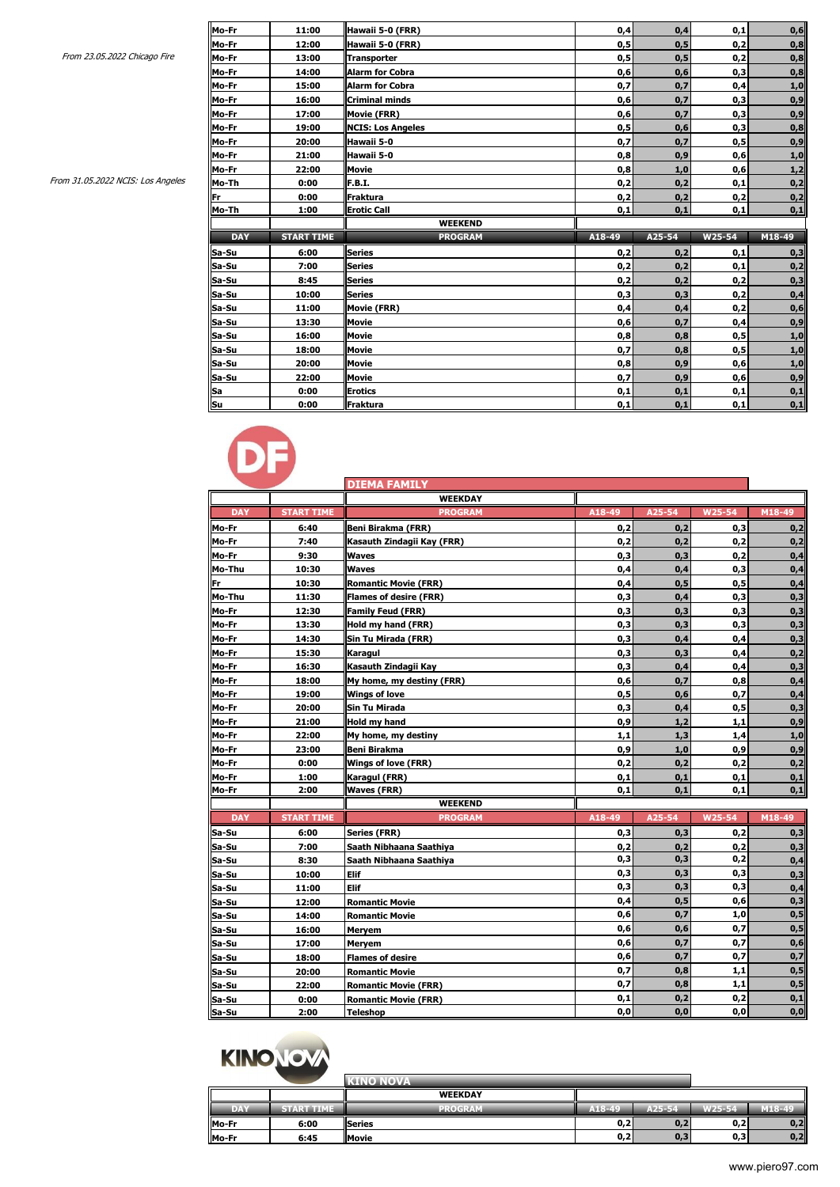| | | | | | | | |
|---|---|---|---|---|---|---|---|
| *From 23.05.2022 Chicago Fire* | Mo-Fr | 11:00 | Hawaii 5-0 (FRR) | 0,4 | 0,4 | 0,1 | 0,6 |
| | Mo-Fr | 12:00 | Hawaii 5-0 (FRR) | 0,5 | 0,5 | 0,2 | 0,8 |
| | Mo-Fr | 13:00 | Transporter | 0,5 | 0,5 | 0,2 | 0,8 |
| | Mo-Fr | 14:00 | Alarm for Cobra | 0,6 | 0,6 | 0,3 | 0,8 |
| | Mo-Fr | 15:00 | Alarm for Cobra | 0,7 | 0,7 | 0,4 | 1,0 |
| | Mo-Fr | 16:00 | Criminal minds | 0,6 | 0,7 | 0,3 | 0,9 |
| | Mo-Fr | 17:00 | Movie (FRR) | 0,6 | 0,7 | 0,3 | 0,9 |
| | Mo-Fr | 19:00 | NCIS: Los Angeles | 0,5 | 0,6 | 0,3 | 0,8 |
| | Mo-Fr | 20:00 | Hawaii 5-0 | 0,7 | 0,7 | 0,5 | 0,9 |
| | Mo-Fr | 21:00 | Hawaii 5-0 | 0,8 | 0,9 | 0,6 | 1,0 |
| *From 31.05.2022 NCIS: Los Angeles* | Mo-Fr | 22:00 | Movie | 0,8 | 1,0 | 0,6 | 1,2 |
| | Mo-Th | 0:00 | F.B.I. | 0,2 | 0,2 | 0,1 | 0,2 |
| | Fr | 0:00 | Fraktura | 0,2 | 0,2 | 0,2 | 0,2 |
| | Mo-Th | 1:00 | Erotic Call | 0,1 | 0,1 | 0,1 | 0,1 |

**WEEKEND**

| DAY | START TIME | PROGRAM | A18-49 | A25-54 | W25-54 | M18-49 |
|---|---|---|---|---|---|---|
| Sa-Su | 6:00 | Series | 0,2 | 0,2 | 0,1 | 0,3 |
| Sa-Su | 7:00 | Series | 0,2 | 0,2 | 0,1 | 0,2 |
| Sa-Su | 8:45 | Series | 0,2 | 0,2 | 0,2 | 0,3 |
| Sa-Su | 10:00 | Series | 0,3 | 0,3 | 0,2 | 0,4 |
| Sa-Su | 11:00 | Movie (FRR) | 0,4 | 0,4 | 0,2 | 0,6 |
| Sa-Su | 13:30 | Movie | 0,6 | 0,7 | 0,4 | 0,9 |
| Sa-Su | 16:00 | Movie | 0,8 | 0,8 | 0,5 | 1,0 |
| Sa-Su | 18:00 | Movie | 0,7 | 0,8 | 0,5 | 1,0 |
| Sa-Su | 20:00 | Movie | 0,8 | 0,9 | 0,6 | 1,0 |
| Sa-Su | 22:00 | Movie | 0,7 | 0,9 | 0,6 | 0,9 |
| Sa | 0:00 | Erotics | 0,1 | 0,1 | 0,1 | 0,1 |
| Su | 0:00 | Fraktura | 0,1 | 0,1 | 0,1 | 0,1 |

## DIEMA FAMILY

**WEEKDAY**

| DAY | START TIME | PROGRAM | A18-49 | A25-54 | W25-54 | M18-49 |
|---|---|---|---|---|---|---|
| Mo-Fr | 6:40 | Beni Birakma (FRR) | 0,2 | 0,2 | 0,3 | 0,2 |
| Mo-Fr | 7:40 | Kasauth Zindagii Kay (FRR) | 0,2 | 0,2 | 0,2 | 0,2 |
| Mo-Fr | 9:30 | Waves | 0,3 | 0,3 | 0,2 | 0,4 |
| Mo-Thu | 10:30 | Waves | 0,4 | 0,4 | 0,3 | 0,4 |
| Fr | 10:30 | Romantic Movie (FRR) | 0,4 | 0,5 | 0,5 | 0,4 |
| Mo-Thu | 11:30 | Flames of desire (FRR) | 0,3 | 0,4 | 0,3 | 0,3 |
| Mo-Fr | 12:30 | Family Feud (FRR) | 0,3 | 0,3 | 0,3 | 0,3 |
| Mo-Fr | 13:30 | Hold my hand (FRR) | 0,3 | 0,3 | 0,3 | 0,3 |
| Mo-Fr | 14:30 | Sin Tu Mirada (FRR) | 0,3 | 0,4 | 0,4 | 0,3 |
| Mo-Fr | 15:30 | Karagul | 0,3 | 0,3 | 0,4 | 0,2 |
| Mo-Fr | 16:30 | Kasauth Zindagii Kay | 0,3 | 0,4 | 0,4 | 0,3 |
| Mo-Fr | 18:00 | My home, my destiny (FRR) | 0,6 | 0,7 | 0,8 | 0,4 |
| Mo-Fr | 19:00 | Wings of love | 0,5 | 0,6 | 0,7 | 0,4 |
| Mo-Fr | 20:00 | Sin Tu Mirada | 0,3 | 0,4 | 0,5 | 0,3 |
| Mo-Fr | 21:00 | Hold my hand | 0,9 | 1,2 | 1,1 | 0,9 |
| Mo-Fr | 22:00 | My home, my destiny | 1,1 | 1,3 | 1,4 | 1,0 |
| Mo-Fr | 23:00 | Beni Birakma | 0,9 | 1,0 | 0,9 | 0,9 |
| Mo-Fr | 0:00 | Wings of love (FRR) | 0,2 | 0,2 | 0,2 | 0,2 |
| Mo-Fr | 1:00 | Karagul (FRR) | 0,1 | 0,1 | 0,1 | 0,1 |
| Mo-Fr | 2:00 | Waves (FRR) | 0,1 | 0,1 | 0,1 | 0,1 |

**WEEKEND**

| DAY | START TIME | PROGRAM | A18-49 | A25-54 | W25-54 | M18-49 |
|---|---|---|---|---|---|---|
| Sa-Su | 6:00 | Series (FRR) | 0,3 | 0,3 | 0,2 | 0,3 |
| Sa-Su | 7:00 | Saath Nibhaana Saathiya | 0,2 | 0,2 | 0,2 | 0,3 |
| Sa-Su | 8:30 | Saath Nibhaana Saathiya | 0,3 | 0,3 | 0,2 | 0,4 |
| Sa-Su | 10:00 | Elif | 0,3 | 0,3 | 0,3 | 0,3 |
| Sa-Su | 11:00 | Elif | 0,3 | 0,3 | 0,3 | 0,4 |
| Sa-Su | 12:00 | Romantic Movie | 0,4 | 0,5 | 0,6 | 0,3 |
| Sa-Su | 14:00 | Romantic Movie | 0,6 | 0,7 | 1,0 | 0,5 |
| Sa-Su | 16:00 | Meryem | 0,6 | 0,6 | 0,7 | 0,5 |
| Sa-Su | 17:00 | Meryem | 0,6 | 0,7 | 0,7 | 0,6 |
| Sa-Su | 18:00 | Flames of desire | 0,6 | 0,7 | 0,7 | 0,7 |
| Sa-Su | 20:00 | Romantic Movie | 0,7 | 0,8 | 1,1 | 0,5 |
| Sa-Su | 22:00 | Romantic Movie (FRR) | 0,7 | 0,8 | 1,1 | 0,5 |
| Sa-Su | 0:00 | Romantic Movie (FRR) | 0,1 | 0,2 | 0,2 | 0,1 |
| Sa-Su | 2:00 | Teleshop | 0,0 | 0,0 | 0,0 | 0,0 |

## KINO NOVA

**WEEKDAY**

| DAY | START TIME | PROGRAM | A18-49 | A25-54 | W25-54 | M18-49 |
|---|---|---|---|---|---|---|
| Mo-Fr | 6:00 | Series | 0,2 | 0,2 | 0,2 | 0,2 |
| Mo-Fr | 6:45 | Movie | 0,2 | 0,3 | 0,3 | 0,2 |

www.piero97.com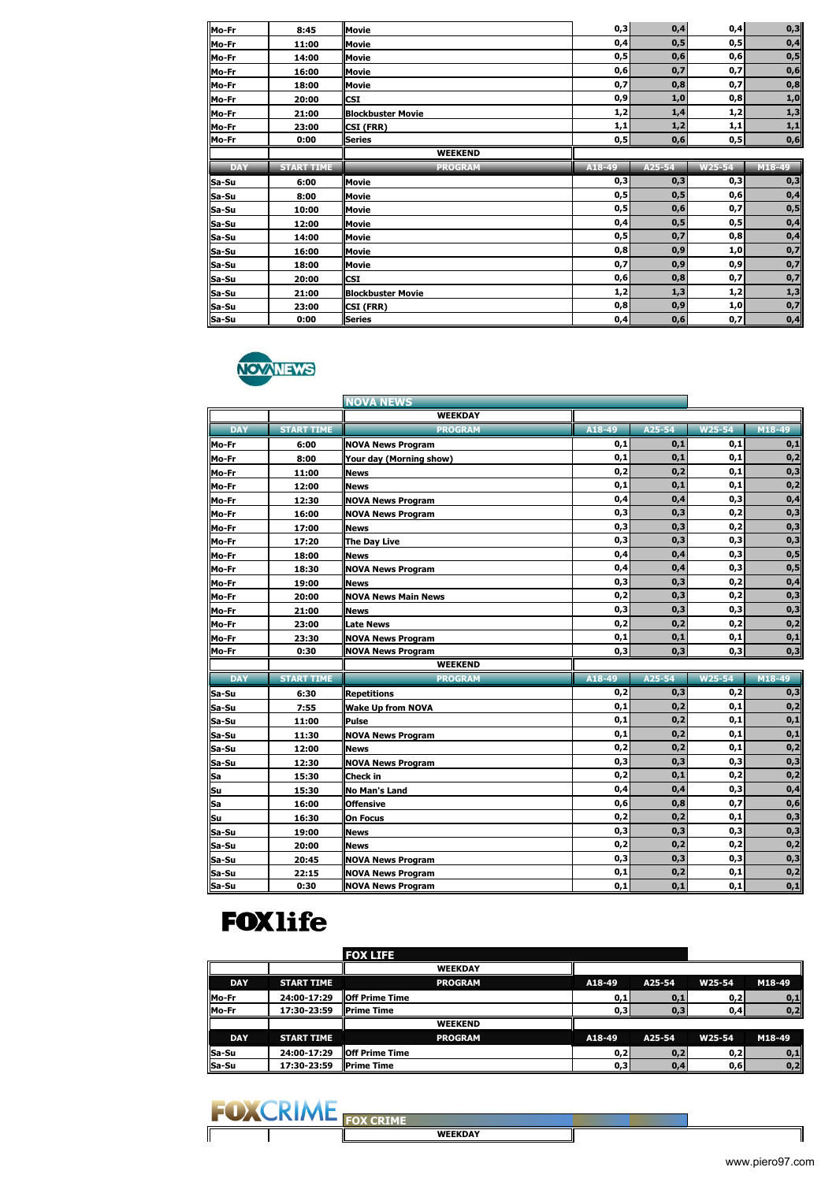| | | | A18-49 | A25-54 | W25-54 | M18-49 |
|---|---|---|---|---|---|---|
| Mo-Fr | 8:45 | Movie | 0,3 | 0,4 | 0,4 | 0,3 |
| Mo-Fr | 11:00 | Movie | 0,4 | 0,5 | 0,5 | 0,4 |
| Mo-Fr | 14:00 | Movie | 0,5 | 0,6 | 0,6 | 0,5 |
| Mo-Fr | 16:00 | Movie | 0,6 | 0,7 | 0,7 | 0,6 |
| Mo-Fr | 18:00 | Movie | 0,7 | 0,8 | 0,7 | 0,8 |
| Mo-Fr | 20:00 | CSI | 0,9 | 1,0 | 0,8 | 1,0 |
| Mo-Fr | 21:00 | Blockbuster Movie | 1,2 | 1,4 | 1,2 | 1,3 |
| Mo-Fr | 23:00 | CSI (FRR) | 1,1 | 1,2 | 1,1 | 1,1 |
| Mo-Fr | 0:00 | Series | 0,5 | 0,6 | 0,5 | 0,6 |

**WEEKEND**

| DAY | START TIME | PROGRAM | A18-49 | A25-54 | W25-54 | M18-49 |
|---|---|---|---|---|---|---|
| Sa-Su | 6:00 | Movie | 0,3 | 0,3 | 0,3 | 0,3 |
| Sa-Su | 8:00 | Movie | 0,5 | 0,5 | 0,6 | 0,4 |
| Sa-Su | 10:00 | Movie | 0,5 | 0,6 | 0,7 | 0,5 |
| Sa-Su | 12:00 | Movie | 0,4 | 0,5 | 0,5 | 0,4 |
| Sa-Su | 14:00 | Movie | 0,5 | 0,7 | 0,8 | 0,4 |
| Sa-Su | 16:00 | Movie | 0,8 | 0,9 | 1,0 | 0,7 |
| Sa-Su | 18:00 | Movie | 0,7 | 0,9 | 0,9 | 0,7 |
| Sa-Su | 20:00 | CSI | 0,6 | 0,8 | 0,7 | 0,7 |
| Sa-Su | 21:00 | Blockbuster Movie | 1,2 | 1,3 | 1,2 | 1,3 |
| Sa-Su | 23:00 | CSI (FRR) | 0,8 | 0,9 | 1,0 | 0,7 |
| Sa-Su | 0:00 | Series | 0,4 | 0,6 | 0,7 | 0,4 |

## NOVA NEWS

**WEEKDAY**

| DAY | START TIME | PROGRAM | A18-49 | A25-54 | W25-54 | M18-49 |
|---|---|---|---|---|---|---|
| Mo-Fr | 6:00 | NOVA News Program | 0,1 | 0,1 | 0,1 | 0,1 |
| Mo-Fr | 8:00 | Your day (Morning show) | 0,1 | 0,1 | 0,1 | 0,2 |
| Mo-Fr | 11:00 | News | 0,2 | 0,2 | 0,1 | 0,3 |
| Mo-Fr | 12:00 | News | 0,1 | 0,1 | 0,1 | 0,2 |
| Mo-Fr | 12:30 | NOVA News Program | 0,4 | 0,4 | 0,3 | 0,4 |
| Mo-Fr | 16:00 | NOVA News Program | 0,3 | 0,3 | 0,2 | 0,3 |
| Mo-Fr | 17:00 | News | 0,3 | 0,3 | 0,2 | 0,3 |
| Mo-Fr | 17:20 | The Day Live | 0,3 | 0,3 | 0,3 | 0,3 |
| Mo-Fr | 18:00 | News | 0,4 | 0,4 | 0,3 | 0,5 |
| Mo-Fr | 18:30 | NOVA News Program | 0,4 | 0,4 | 0,3 | 0,5 |
| Mo-Fr | 19:00 | News | 0,3 | 0,3 | 0,2 | 0,4 |
| Mo-Fr | 20:00 | NOVA News Main News | 0,2 | 0,3 | 0,2 | 0,3 |
| Mo-Fr | 21:00 | News | 0,3 | 0,3 | 0,3 | 0,3 |
| Mo-Fr | 23:00 | Late News | 0,2 | 0,2 | 0,2 | 0,2 |
| Mo-Fr | 23:30 | NOVA News Program | 0,1 | 0,1 | 0,1 | 0,1 |
| Mo-Fr | 0:30 | NOVA News Program | 0,3 | 0,3 | 0,3 | 0,3 |

**WEEKEND**

| DAY | START TIME | PROGRAM | A18-49 | A25-54 | W25-54 | M18-49 |
|---|---|---|---|---|---|---|
| Sa-Su | 6:30 | Repetitions | 0,2 | 0,3 | 0,2 | 0,3 |
| Sa-Su | 7:55 | Wake Up from NOVA | 0,1 | 0,2 | 0,1 | 0,2 |
| Sa-Su | 11:00 | Pulse | 0,1 | 0,2 | 0,1 | 0,1 |
| Sa-Su | 11:30 | NOVA News Program | 0,1 | 0,2 | 0,1 | 0,1 |
| Sa-Su | 12:00 | News | 0,2 | 0,2 | 0,1 | 0,2 |
| Sa-Su | 12:30 | NOVA News Program | 0,3 | 0,3 | 0,3 | 0,3 |
| Sa | 15:30 | Check in | 0,2 | 0,1 | 0,2 | 0,2 |
| Su | 15:30 | No Man's Land | 0,4 | 0,4 | 0,3 | 0,4 |
| Sa | 16:00 | Offensive | 0,6 | 0,8 | 0,7 | 0,6 |
| Su | 16:30 | On Focus | 0,2 | 0,2 | 0,1 | 0,3 |
| Sa-Su | 19:00 | News | 0,3 | 0,3 | 0,3 | 0,3 |
| Sa-Su | 20:00 | News | 0,2 | 0,2 | 0,2 | 0,2 |
| Sa-Su | 20:45 | NOVA News Program | 0,3 | 0,3 | 0,3 | 0,3 |
| Sa-Su | 22:15 | NOVA News Program | 0,1 | 0,2 | 0,1 | 0,2 |
| Sa-Su | 0:30 | NOVA News Program | 0,1 | 0,1 | 0,1 | 0,1 |

## FOX LIFE

**WEEKDAY**

| DAY | START TIME | PROGRAM | A18-49 | A25-54 | W25-54 | M18-49 |
|---|---|---|---|---|---|---|
| Mo-Fr | 24:00-17:29 | Off Prime Time | 0,1 | 0,1 | 0,2 | 0,1 |
| Mo-Fr | 17:30-23:59 | Prime Time | 0,3 | 0,3 | 0,4 | 0,2 |

**WEEKEND**

| DAY | START TIME | PROGRAM | A18-49 | A25-54 | W25-54 | M18-49 |
|---|---|---|---|---|---|---|
| Sa-Su | 24:00-17:29 | Off Prime Time | 0,2 | 0,2 | 0,2 | 0,1 |
| Sa-Su | 17:30-23:59 | Prime Time | 0,3 | 0,4 | 0,6 | 0,2 |

## FOX CRIME

**WEEKDAY**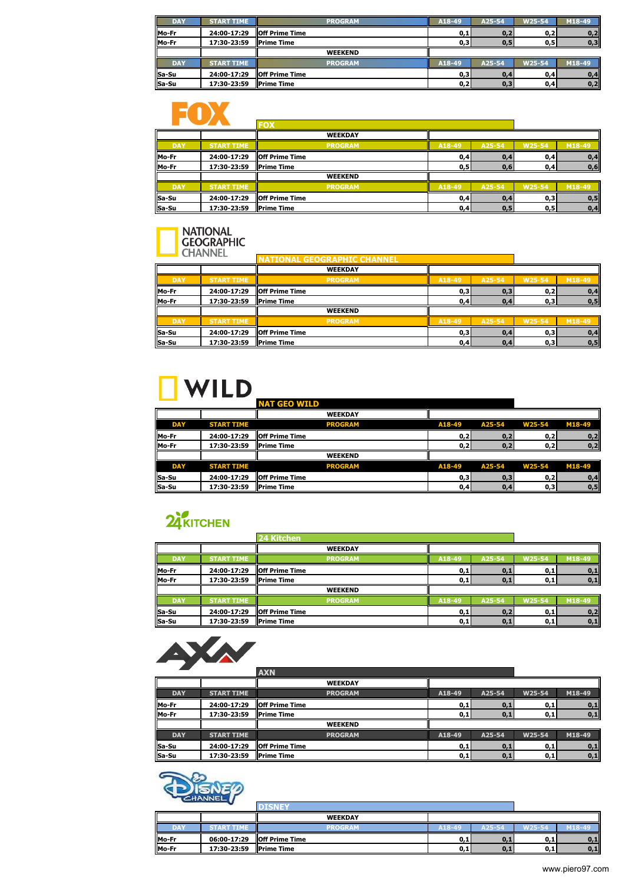| DAY | START TIME | PROGRAM | A18-49 | A25-54 | W25-54 | M18-49 |
|---|---|---|---|---|---|---|
| Mo-Fr | 24:00-17:29 | Off Prime Time | 0,1 | 0,2 | 0,2 | 0,2 |
| Mo-Fr | 17:30-23:59 | Prime Time | 0,3 | 0,5 | 0,5 | 0,3 |
| | | WEEKEND | | | | |
| DAY | START TIME | PROGRAM | A18-49 | A25-54 | W25-54 | M18-49 |
| Sa-Su | 24:00-17:29 | Off Prime Time | 0,3 | 0,4 | 0,4 | 0,4 |
| Sa-Su | 17:30-23:59 | Prime Time | 0,2 | 0,3 | 0,4 | 0,2 |

## FOX

| | | WEEKDAY | | | | |
|---|---|---|---|---|---|---|
| DAY | START TIME | PROGRAM | A18-49 | A25-54 | W25-54 | M18-49 |
| Mo-Fr | 24:00-17:29 | Off Prime Time | 0,4 | 0,4 | 0,4 | 0,4 |
| Mo-Fr | 17:30-23:59 | Prime Time | 0,5 | 0,6 | 0,4 | 0,6 |
| | | WEEKEND | | | | |
| DAY | START TIME | PROGRAM | A18-49 | A25-54 | W25-54 | M18-49 |
| Sa-Su | 24:00-17:29 | Off Prime Time | 0,4 | 0,4 | 0,3 | 0,5 |
| Sa-Su | 17:30-23:59 | Prime Time | 0,4 | 0,5 | 0,5 | 0,4 |

## NATIONAL GEOGRAPHIC CHANNEL

| | | WEEKDAY | | | | |
|---|---|---|---|---|---|---|
| DAY | START TIME | PROGRAM | A18-49 | A25-54 | W25-54 | M18-49 |
| Mo-Fr | 24:00-17:29 | Off Prime Time | 0,3 | 0,3 | 0,2 | 0,4 |
| Mo-Fr | 17:30-23:59 | Prime Time | 0,4 | 0,4 | 0,3 | 0,5 |
| | | WEEKEND | | | | |
| DAY | START TIME | PROGRAM | A18-49 | A25-54 | W25-54 | M18-49 |
| Sa-Su | 24:00-17:29 | Off Prime Time | 0,3 | 0,4 | 0,3 | 0,4 |
| Sa-Su | 17:30-23:59 | Prime Time | 0,4 | 0,4 | 0,3 | 0,5 |

## NAT GEO WILD

| | | WEEKDAY | | | | |
|---|---|---|---|---|---|---|
| DAY | START TIME | PROGRAM | A18-49 | A25-54 | W25-54 | M18-49 |
| Mo-Fr | 24:00-17:29 | Off Prime Time | 0,2 | 0,2 | 0,2 | 0,2 |
| Mo-Fr | 17:30-23:59 | Prime Time | 0,2 | 0,2 | 0,2 | 0,2 |
| | | WEEKEND | | | | |
| DAY | START TIME | PROGRAM | A18-49 | A25-54 | W25-54 | M18-49 |
| Sa-Su | 24:00-17:29 | Off Prime Time | 0,3 | 0,3 | 0,2 | 0,4 |
| Sa-Su | 17:30-23:59 | Prime Time | 0,4 | 0,4 | 0,3 | 0,5 |

## 24 Kitchen

| | | WEEKDAY | | | | |
|---|---|---|---|---|---|---|
| DAY | START TIME | PROGRAM | A18-49 | A25-54 | W25-54 | M18-49 |
| Mo-Fr | 24:00-17:29 | Off Prime Time | 0,1 | 0,1 | 0,1 | 0,1 |
| Mo-Fr | 17:30-23:59 | Prime Time | 0,1 | 0,1 | 0,1 | 0,1 |
| | | WEEKEND | | | | |
| DAY | START TIME | PROGRAM | A18-49 | A25-54 | W25-54 | M18-49 |
| Sa-Su | 24:00-17:29 | Off Prime Time | 0,1 | 0,2 | 0,1 | 0,2 |
| Sa-Su | 17:30-23:59 | Prime Time | 0,1 | 0,1 | 0,1 | 0,1 |

## AXN

| | | WEEKDAY | | | | |
|---|---|---|---|---|---|---|
| DAY | START TIME | PROGRAM | A18-49 | A25-54 | W25-54 | M18-49 |
| Mo-Fr | 24:00-17:29 | Off Prime Time | 0,1 | 0,1 | 0,1 | 0,1 |
| Mo-Fr | 17:30-23:59 | Prime Time | 0,1 | 0,1 | 0,1 | 0,1 |
| | | WEEKEND | | | | |
| DAY | START TIME | PROGRAM | A18-49 | A25-54 | W25-54 | M18-49 |
| Sa-Su | 24:00-17:29 | Off Prime Time | 0,1 | 0,1 | 0,1 | 0,1 |
| Sa-Su | 17:30-23:59 | Prime Time | 0,1 | 0,1 | 0,1 | 0,1 |

## DISNEY

| | | WEEKDAY | | | | |
|---|---|---|---|---|---|---|
| DAY | START TIME | PROGRAM | A18-49 | A25-54 | W25-54 | M18-49 |
| Mo-Fr | 06:00-17:29 | Off Prime Time | 0,1 | 0,1 | 0,1 | 0,1 |
| Mo-Fr | 17:30-23:59 | Prime Time | 0,1 | 0,1 | 0,1 | 0,1 |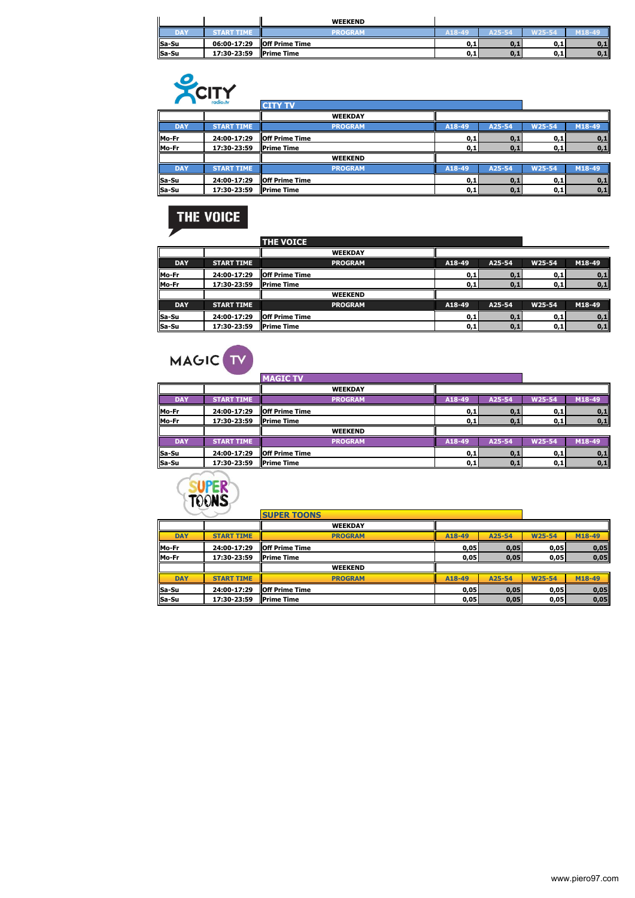| | | WEEKEND | | | | |
|---|---|---|---|---|---|---|
| DAY | START TIME | PROGRAM | A18-49 | A25-54 | W25-54 | M18-49 |
| Sa-Su | 06:00-17:29 | Off Prime Time | 0,1 | 0,1 | 0,1 | 0,1 |
| Sa-Su | 17:30-23:59 | Prime Time | 0,1 | 0,1 | 0,1 | 0,1 |

## CITY TV

| | | WEEKDAY | | | | |
|---|---|---|---|---|---|---|
| DAY | START TIME | PROGRAM | A18-49 | A25-54 | W25-54 | M18-49 |
| Mo-Fr | 24:00-17:29 | Off Prime Time | 0,1 | 0,1 | 0,1 | 0,1 |
| Mo-Fr | 17:30-23:59 | Prime Time | 0,1 | 0,1 | 0,1 | 0,1 |
| | | WEEKEND | | | | |
| DAY | START TIME | PROGRAM | A18-49 | A25-54 | W25-54 | M18-49 |
| Sa-Su | 24:00-17:29 | Off Prime Time | 0,1 | 0,1 | 0,1 | 0,1 |
| Sa-Su | 17:30-23:59 | Prime Time | 0,1 | 0,1 | 0,1 | 0,1 |

## THE VOICE

| | | WEEKDAY | | | | |
|---|---|---|---|---|---|---|
| DAY | START TIME | PROGRAM | A18-49 | A25-54 | W25-54 | M18-49 |
| Mo-Fr | 24:00-17:29 | Off Prime Time | 0,1 | 0,1 | 0,1 | 0,1 |
| Mo-Fr | 17:30-23:59 | Prime Time | 0,1 | 0,1 | 0,1 | 0,1 |
| | | WEEKEND | | | | |
| DAY | START TIME | PROGRAM | A18-49 | A25-54 | W25-54 | M18-49 |
| Sa-Su | 24:00-17:29 | Off Prime Time | 0,1 | 0,1 | 0,1 | 0,1 |
| Sa-Su | 17:30-23:59 | Prime Time | 0,1 | 0,1 | 0,1 | 0,1 |

## MAGIC TV

| | | WEEKDAY | | | | |
|---|---|---|---|---|---|---|
| DAY | START TIME | PROGRAM | A18-49 | A25-54 | W25-54 | M18-49 |
| Mo-Fr | 24:00-17:29 | Off Prime Time | 0,1 | 0,1 | 0,1 | 0,1 |
| Mo-Fr | 17:30-23:59 | Prime Time | 0,1 | 0,1 | 0,1 | 0,1 |
| | | WEEKEND | | | | |
| DAY | START TIME | PROGRAM | A18-49 | A25-54 | W25-54 | M18-49 |
| Sa-Su | 24:00-17:29 | Off Prime Time | 0,1 | 0,1 | 0,1 | 0,1 |
| Sa-Su | 17:30-23:59 | Prime Time | 0,1 | 0,1 | 0,1 | 0,1 |

## SUPER TOONS

| | | WEEKDAY | | | | |
|---|---|---|---|---|---|---|
| DAY | START TIME | PROGRAM | A18-49 | A25-54 | W25-54 | M18-49 |
| Mo-Fr | 24:00-17:29 | Off Prime Time | 0,05 | 0,05 | 0,05 | 0,05 |
| Mo-Fr | 17:30-23:59 | Prime Time | 0,05 | 0,05 | 0,05 | 0,05 |
| | | WEEKEND | | | | |
| DAY | START TIME | PROGRAM | A18-49 | A25-54 | W25-54 | M18-49 |
| Sa-Su | 24:00-17:29 | Off Prime Time | 0,05 | 0,05 | 0,05 | 0,05 |
| Sa-Su | 17:30-23:59 | Prime Time | 0,05 | 0,05 | 0,05 | 0,05 |

www.piero97.com